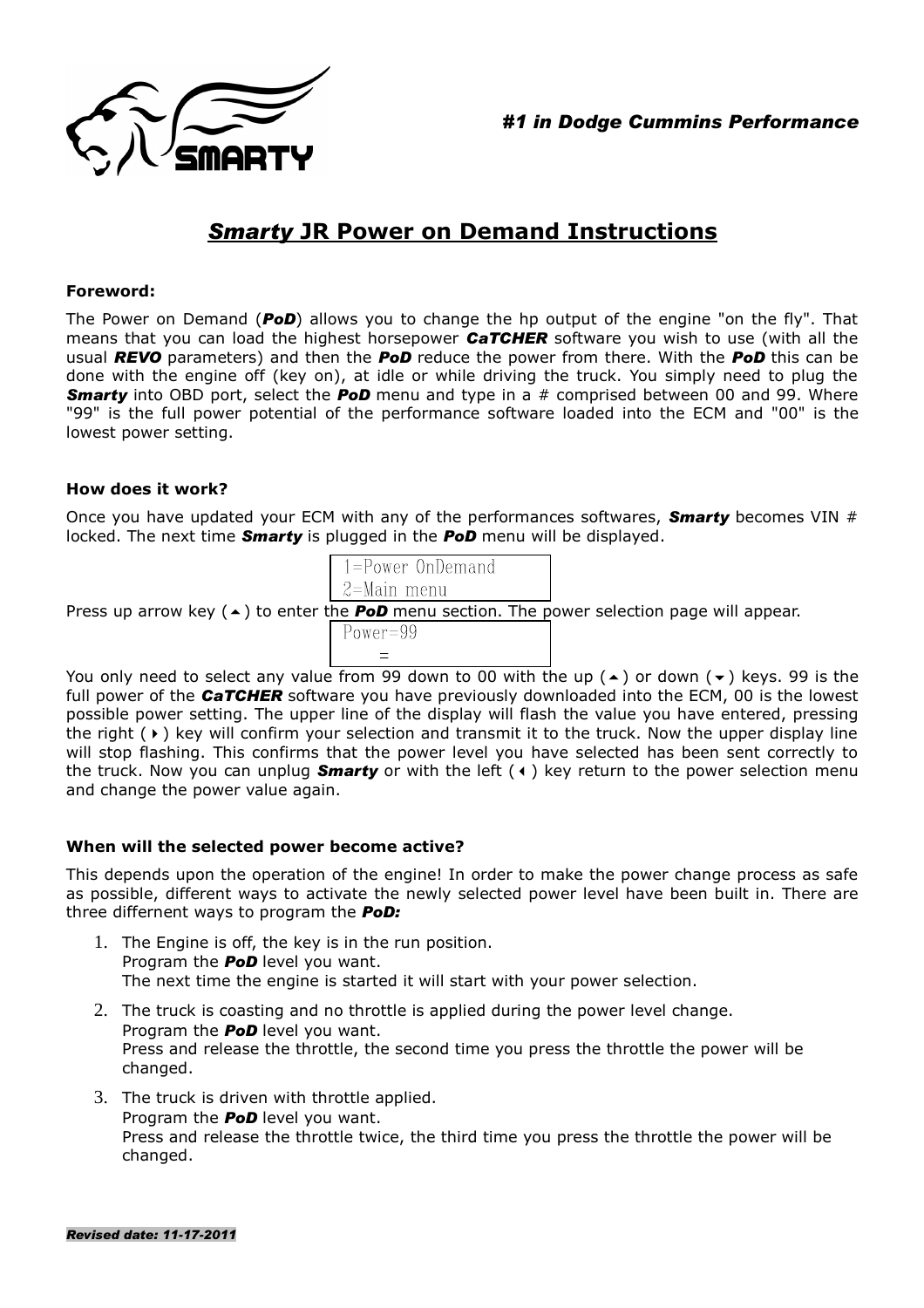*#1 in Dodge Cummins Performance*

# ***Smarty*** JR Power on Demand Instructions

**Foreword:**

The Power on Demand (***PoD***) allows you to change the hp output of the engine "on the fly". That means that you can load the highest horsepower ***CaTCHER*** software you wish to use (with all the usual ***REVO*** parameters) and then the ***PoD*** reduce the power from there. With the ***PoD*** this can be done with the engine off (key on), at idle or while driving the truck. You simply need to plug the ***Smarty*** into OBD port, select the ***PoD*** menu and type in a # comprised between 00 and 99. Where "99" is the full power potential of the performance software loaded into the ECM and "00" is the lowest power setting.

**How does it work?**

Once you have updated your ECM with any of the performances softwares, ***Smarty*** becomes VIN # locked. The next time ***Smarty*** is plugged in the ***PoD*** menu will be displayed.

```
1=Power OnDemand
2=Main menu
```

Press up arrow key (▲) to enter the ***PoD*** menu section. The power selection page will appear.

```
Power=99
      =
```

You only need to select any value from 99 down to 00 with the up (▲) or down (▼) keys. 99 is the full power of the ***CaTCHER*** software you have previously downloaded into the ECM, 00 is the lowest possible power setting. The upper line of the display will flash the value you have entered, pressing the right (▶) key will confirm your selection and transmit it to the truck. Now the upper display line will stop flashing. This confirms that the power level you have selected has been sent correctly to the truck. Now you can unplug ***Smarty*** or with the left (◀) key return to the power selection menu and change the power value again.

**When will the selected power become active?**

This depends upon the operation of the engine! In order to make the power change process as safe as possible, different ways to activate the newly selected power level have been built in. There are three differnent ways to program the ***PoD:***

1. The Engine is off, the key is in the run position.
   Program the ***PoD*** level you want.
   The next time the engine is started it will start with your power selection.
2. The truck is coasting and no throttle is applied during the power level change.
   Program the ***PoD*** level you want.
   Press and release the throttle, the second time you press the throttle the power will be changed.
3. The truck is driven with throttle applied.
   Program the ***PoD*** level you want.
   Press and release the throttle twice, the third time you press the throttle the power will be changed.

***Revised date: 11-17-2011***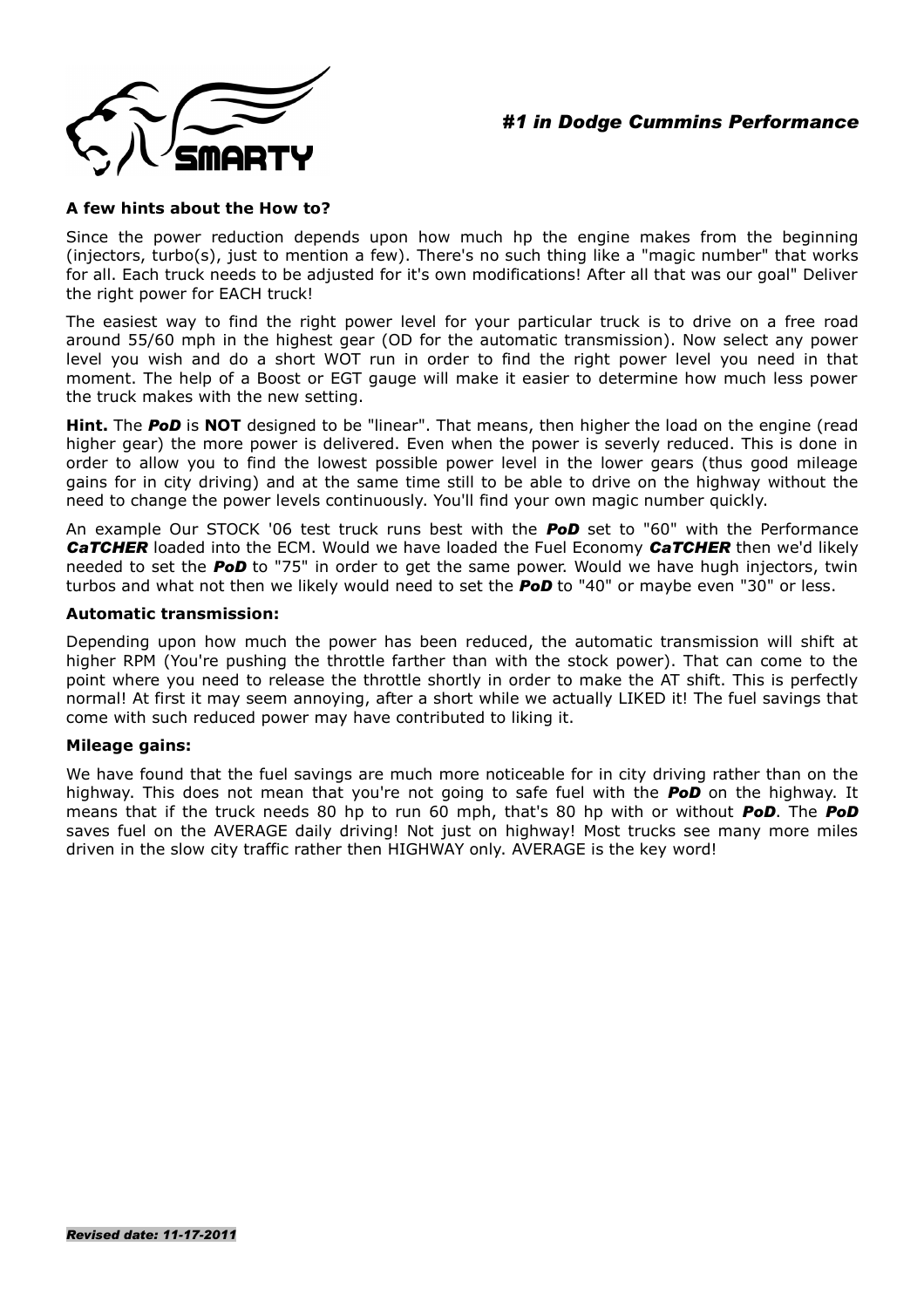*#1 in Dodge Cummins Performance*

**A few hints about the How to?**

Since the power reduction depends upon how much hp the engine makes from the beginning (injectors, turbo(s), just to mention a few). There's no such thing like a "magic number" that works for all. Each truck needs to be adjusted for it's own modifications! After all that was our goal" Deliver the right power for EACH truck!

The easiest way to find the right power level for your particular truck is to drive on a free road around 55/60 mph in the highest gear (OD for the automatic transmission). Now select any power level you wish and do a short WOT run in order to find the right power level you need in that moment. The help of a Boost or EGT gauge will make it easier to determine how much less power the truck makes with the new setting.

**Hint.** The ***PoD*** is **NOT** designed to be "linear". That means, then higher the load on the engine (read higher gear) the more power is delivered. Even when the power is severly reduced. This is done in order to allow you to find the lowest possible power level in the lower gears (thus good mileage gains for in city driving) and at the same time still to be able to drive on the highway without the need to change the power levels continuously. You'll find your own magic number quickly.

An example Our STOCK '06 test truck runs best with the ***PoD*** set to "60" with the Performance ***CaTCHER*** loaded into the ECM. Would we have loaded the Fuel Economy ***CaTCHER*** then we'd likely needed to set the ***PoD*** to "75" in order to get the same power. Would we have hugh injectors, twin turbos and what not then we likely would need to set the ***PoD*** to "40" or maybe even "30" or less.

**Automatic transmission:**

Depending upon how much the power has been reduced, the automatic transmission will shift at higher RPM (You're pushing the throttle farther than with the stock power). That can come to the point where you need to release the throttle shortly in order to make the AT shift. This is perfectly normal! At first it may seem annoying, after a short while we actually LIKED it! The fuel savings that come with such reduced power may have contributed to liking it.

**Mileage gains:**

We have found that the fuel savings are much more noticeable for in city driving rather than on the highway. This does not mean that you're not going to safe fuel with the ***PoD*** on the highway. It means that if the truck needs 80 hp to run 60 mph, that's 80 hp with or without ***PoD***. The ***PoD*** saves fuel on the AVERAGE daily driving! Not just on highway! Most trucks see many more miles driven in the slow city traffic rather then HIGHWAY only. AVERAGE is the key word!

***Revised date: 11-17-2011***